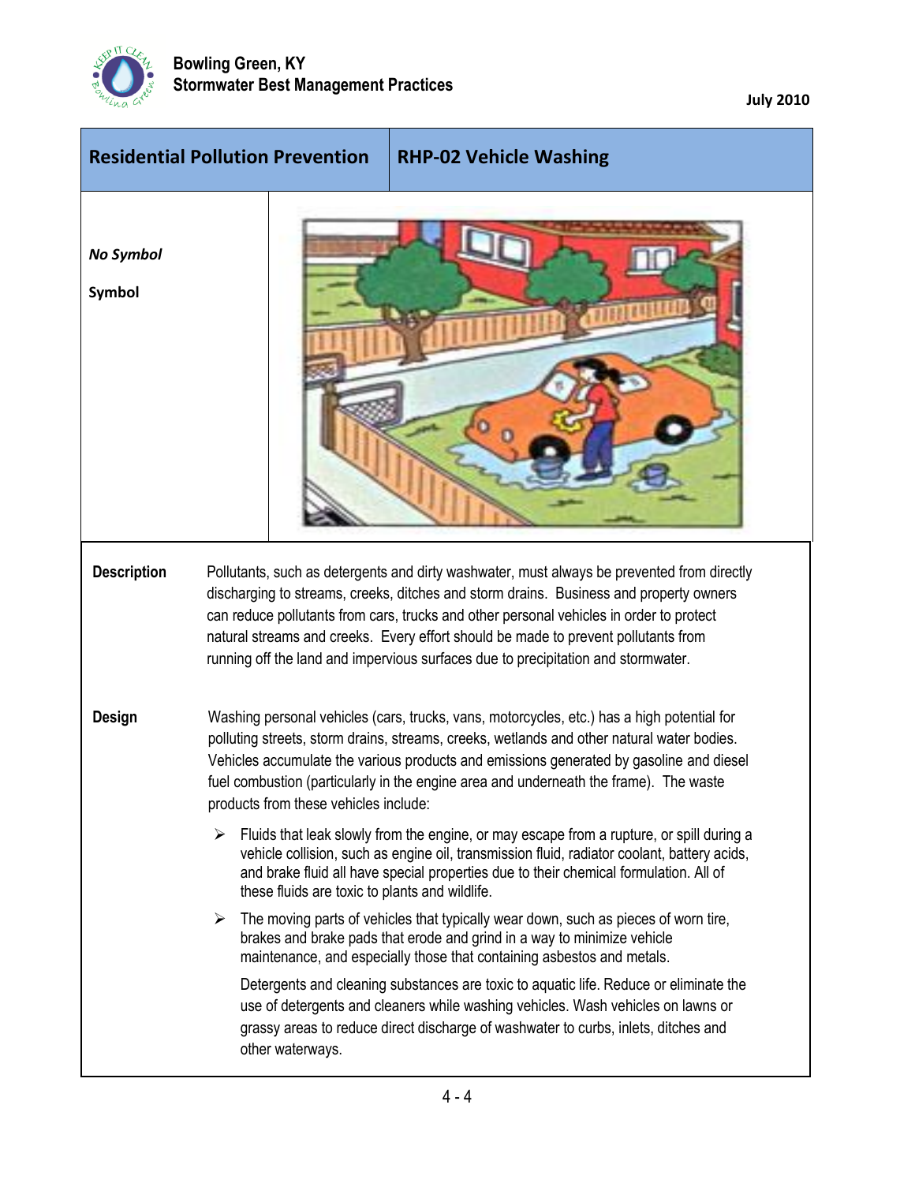**Bowling Green, KY**
**Stormwater Best Management Practices**

**July 2010**

| Residential Pollution Prevention | RHP-02 Vehicle Washing |
|---|---|

***No Symbol***

**Symbol**

**Description**

Pollutants, such as detergents and dirty washwater, must always be prevented from directly discharging to streams, creeks, ditches and storm drains. Business and property owners can reduce pollutants from cars, trucks and other personal vehicles in order to protect natural streams and creeks. Every effort should be made to prevent pollutants from running off the land and impervious surfaces due to precipitation and stormwater.

**Design**

Washing personal vehicles (cars, trucks, vans, motorcycles, etc.) has a high potential for polluting streets, storm drains, streams, creeks, wetlands and other natural water bodies. Vehicles accumulate the various products and emissions generated by gasoline and diesel fuel combustion (particularly in the engine area and underneath the frame). The waste products from these vehicles include:

- Fluids that leak slowly from the engine, or may escape from a rupture, or spill during a vehicle collision, such as engine oil, transmission fluid, radiator coolant, battery acids, and brake fluid all have special properties due to their chemical formulation. All of these fluids are toxic to plants and wildlife.
- The moving parts of vehicles that typically wear down, such as pieces of worn tire, brakes and brake pads that erode and grind in a way to minimize vehicle maintenance, and especially those that containing asbestos and metals.

Detergents and cleaning substances are toxic to aquatic life. Reduce or eliminate the use of detergents and cleaners while washing vehicles. Wash vehicles on lawns or grassy areas to reduce direct discharge of washwater to curbs, inlets, ditches and other waterways.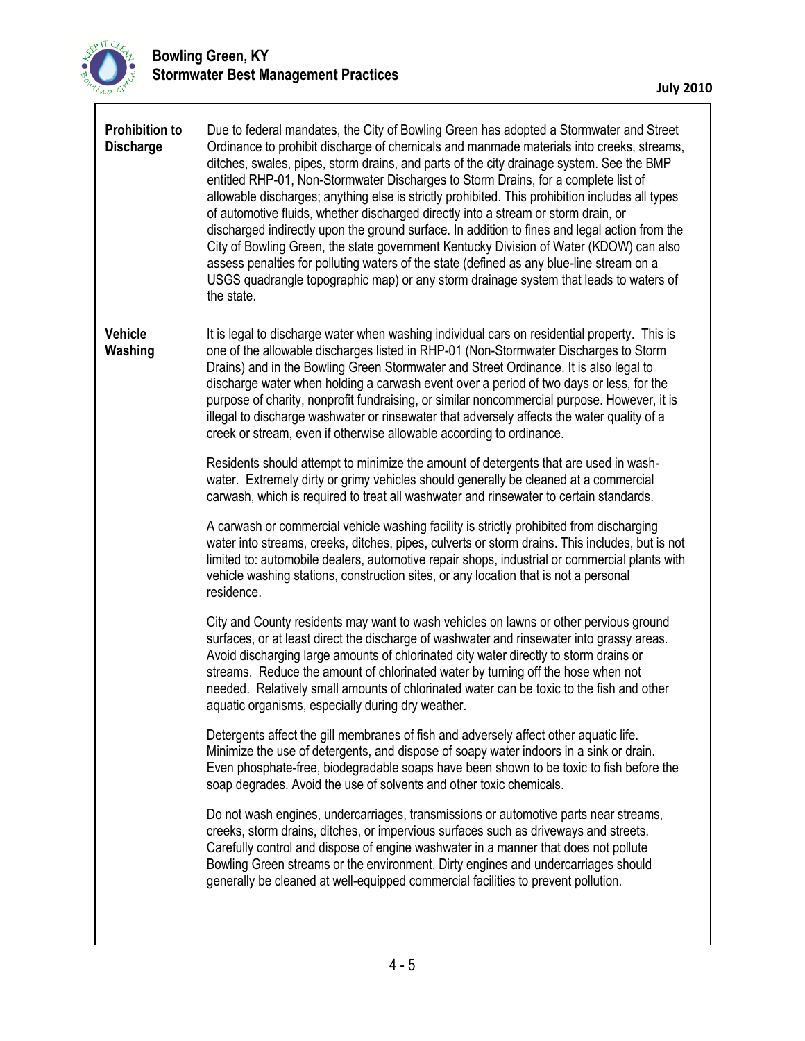**Prohibition to Discharge**

Due to federal mandates, the City of Bowling Green has adopted a Stormwater and Street Ordinance to prohibit discharge of chemicals and manmade materials into creeks, streams, ditches, swales, pipes, storm drains, and parts of the city drainage system. See the BMP entitled RHP-01, Non-Stormwater Discharges to Storm Drains, for a complete list of allowable discharges; anything else is strictly prohibited. This prohibition includes all types of automotive fluids, whether discharged directly into a stream or storm drain, or discharged indirectly upon the ground surface. In addition to fines and legal action from the City of Bowling Green, the state government Kentucky Division of Water (KDOW) can also assess penalties for polluting waters of the state (defined as any blue-line stream on a USGS quadrangle topographic map) or any storm drainage system that leads to waters of the state.

**Vehicle Washing**

It is legal to discharge water when washing individual cars on residential property. This is one of the allowable discharges listed in RHP-01 (Non-Stormwater Discharges to Storm Drains) and in the Bowling Green Stormwater and Street Ordinance. It is also legal to discharge water when holding a carwash event over a period of two days or less, for the purpose of charity, nonprofit fundraising, or similar noncommercial purpose. However, it is illegal to discharge washwater or rinsewater that adversely affects the water quality of a creek or stream, even if otherwise allowable according to ordinance.

Residents should attempt to minimize the amount of detergents that are used in wash-water. Extremely dirty or grimy vehicles should generally be cleaned at a commercial carwash, which is required to treat all washwater and rinsewater to certain standards.

A carwash or commercial vehicle washing facility is strictly prohibited from discharging water into streams, creeks, ditches, pipes, culverts or storm drains. This includes, but is not limited to: automobile dealers, automotive repair shops, industrial or commercial plants with vehicle washing stations, construction sites, or any location that is not a personal residence.

City and County residents may want to wash vehicles on lawns or other pervious ground surfaces, or at least direct the discharge of washwater and rinsewater into grassy areas. Avoid discharging large amounts of chlorinated city water directly to storm drains or streams. Reduce the amount of chlorinated water by turning off the hose when not needed. Relatively small amounts of chlorinated water can be toxic to the fish and other aquatic organisms, especially during dry weather.

Detergents affect the gill membranes of fish and adversely affect other aquatic life. Minimize the use of detergents, and dispose of soapy water indoors in a sink or drain. Even phosphate-free, biodegradable soaps have been shown to be toxic to fish before the soap degrades. Avoid the use of solvents and other toxic chemicals.

Do not wash engines, undercarriages, transmissions or automotive parts near streams, creeks, storm drains, ditches, or impervious surfaces such as driveways and streets. Carefully control and dispose of engine washwater in a manner that does not pollute Bowling Green streams or the environment. Dirty engines and undercarriages should generally be cleaned at well-equipped commercial facilities to prevent pollution.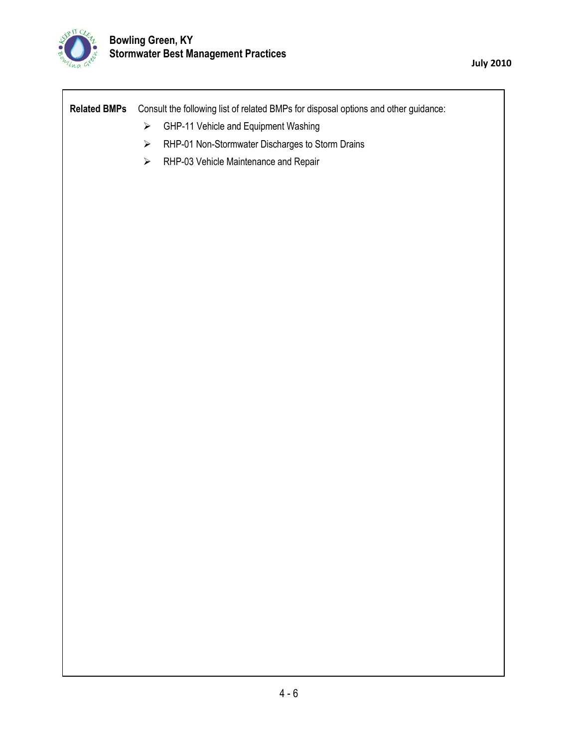**Related BMPs** Consult the following list of related BMPs for disposal options and other guidance:

- GHP-11 Vehicle and Equipment Washing
- RHP-01 Non-Stormwater Discharges to Storm Drains
- RHP-03 Vehicle Maintenance and Repair